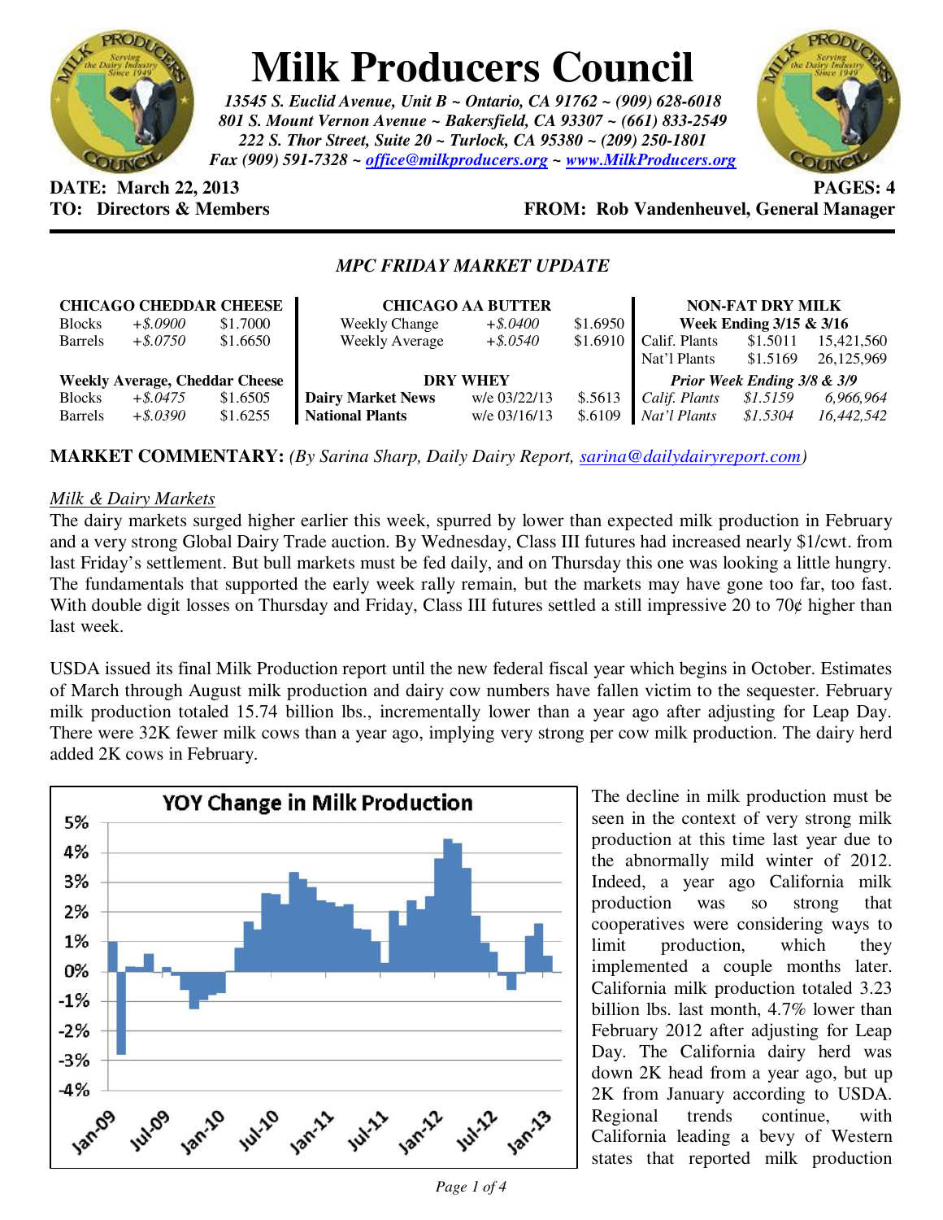# Milk Producers Council

*13545 S. Euclid Avenue, Unit B ~ Ontario, CA 91762 ~ (909) 628-6018*
*801 S. Mount Vernon Avenue ~ Bakersfield, CA 93307 ~ (661) 833-2549*
*222 S. Thor Street, Suite 20 ~ Turlock, CA 95380 ~ (209) 250-1801*
*Fax (909) 591-7328 ~ office@milkproducers.org ~ www.MilkProducers.org*

**DATE: March 22, 2013** **PAGES: 4**
**TO: Directors & Members** **FROM: Rob Vandenheuvel, General Manager**

## *MPC FRIDAY MARKET UPDATE*

| **CHICAGO CHEDDAR CHEESE** | | | **CHICAGO AA BUTTER** | | | **NON-FAT DRY MILK** | | |
|---|---|---|---|---|---|---|---|---|
| Blocks | *+$.0900* | $1.7000 | Weekly Change | *+$.0400* | $1.6950 | **Week Ending 3/15 & 3/16** | | |
| Barrels | *+$.0750* | $1.6650 | Weekly Average | *+$.0540* | $1.6910 | Calif. Plants | $1.5011 | 15,421,560 |
| | | | | | | Nat'l Plants | $1.5169 | 26,125,969 |
| **Weekly Average, Cheddar Cheese** | | | **DRY WHEY** | | | ***Prior Week Ending 3/8 & 3/9*** | | |
| Blocks | *+$.0475* | $1.6505 | **Dairy Market News** | w/e 03/22/13 | $.5613 | *Calif. Plants* | *$1.5159* | *6,966,964* |
| Barrels | *+$.0390* | $1.6255 | **National Plants** | w/e 03/16/13 | $.6109 | *Nat'l Plants* | *$1.5304* | *16,442,542* |

**MARKET COMMENTARY:** *(By Sarina Sharp, Daily Dairy Report, sarina@dailydairyreport.com)*

<u>*Milk & Dairy Markets*</u>

The dairy markets surged higher earlier this week, spurred by lower than expected milk production in February and a very strong Global Dairy Trade auction. By Wednesday, Class III futures had increased nearly $1/cwt. from last Friday's settlement. But bull markets must be fed daily, and on Thursday this one was looking a little hungry. The fundamentals that supported the early week rally remain, but the markets may have gone too far, too fast. With double digit losses on Thursday and Friday, Class III futures settled a still impressive 20 to 70¢ higher than last week.

USDA issued its final Milk Production report until the new federal fiscal year which begins in October. Estimates of March through August milk production and dairy cow numbers have fallen victim to the sequester. February milk production totaled 15.74 billion lbs., incrementally lower than a year ago after adjusting for Leap Day. There were 32K fewer milk cows than a year ago, implying very strong per cow milk production. The dairy herd added 2K cows in February.

**YOY Change in Milk Production**

The decline in milk production must be seen in the context of very strong milk production at this time last year due to the abnormally mild winter of 2012. Indeed, a year ago California milk production was so strong that cooperatives were considering ways to limit production, which they implemented a couple months later. California milk production totaled 3.23 billion lbs. last month, 4.7% lower than February 2012 after adjusting for Leap Day. The California dairy herd was down 2K head from a year ago, but up 2K from January according to USDA. Regional trends continue, with California leading a bevy of Western states that reported milk production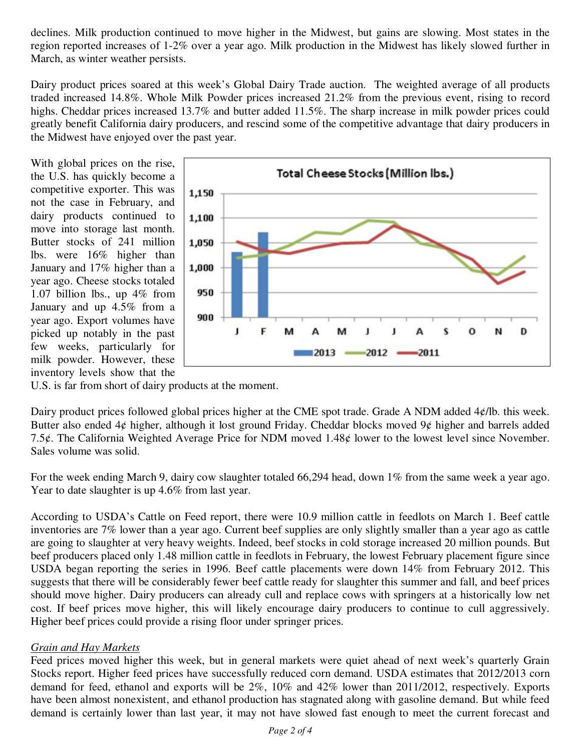declines. Milk production continued to move higher in the Midwest, but gains are slowing. Most states in the region reported increases of 1-2% over a year ago. Milk production in the Midwest has likely slowed further in March, as winter weather persists.

Dairy product prices soared at this week's Global Dairy Trade auction. The weighted average of all products traded increased 14.8%. Whole Milk Powder prices increased 21.2% from the previous event, rising to record highs. Cheddar prices increased 13.7% and butter added 11.5%. The sharp increase in milk powder prices could greatly benefit California dairy producers, and rescind some of the competitive advantage that dairy producers in the Midwest have enjoyed over the past year.

With global prices on the rise, the U.S. has quickly become a competitive exporter. This was not the case in February, and dairy products continued to move into storage last month. Butter stocks of 241 million lbs. were 16% higher than January and 17% higher than a year ago. Cheese stocks totaled 1.07 billion lbs., up 4% from January and up 4.5% from a year ago. Export volumes have picked up notably in the past few weeks, particularly for milk powder. However, these inventory levels show that the U.S. is far from short of dairy products at the moment.

Dairy product prices followed global prices higher at the CME spot trade. Grade A NDM added 4¢/lb. this week. Butter also ended 4¢ higher, although it lost ground Friday. Cheddar blocks moved 9¢ higher and barrels added 7.5¢. The California Weighted Average Price for NDM moved 1.48¢ lower to the lowest level since November. Sales volume was solid.

For the week ending March 9, dairy cow slaughter totaled 66,294 head, down 1% from the same week a year ago. Year to date slaughter is up 4.6% from last year.

According to USDA's Cattle on Feed report, there were 10.9 million cattle in feedlots on March 1. Beef cattle inventories are 7% lower than a year ago. Current beef supplies are only slightly smaller than a year ago as cattle are going to slaughter at very heavy weights. Indeed, beef stocks in cold storage increased 20 million pounds. But beef producers placed only 1.48 million cattle in feedlots in February, the lowest February placement figure since USDA began reporting the series in 1996. Beef cattle placements were down 14% from February 2012. This suggests that there will be considerably fewer beef cattle ready for slaughter this summer and fall, and beef prices should move higher. Dairy producers can already cull and replace cows with springers at a historically low net cost. If beef prices move higher, this will likely encourage dairy producers to continue to cull aggressively. Higher beef prices could provide a rising floor under springer prices.

*Grain and Hay Markets*

Feed prices moved higher this week, but in general markets were quiet ahead of next week's quarterly Grain Stocks report. Higher feed prices have successfully reduced corn demand. USDA estimates that 2012/2013 corn demand for feed, ethanol and exports will be 2%, 10% and 42% lower than 2011/2012, respectively. Exports have been almost nonexistent, and ethanol production has stagnated along with gasoline demand. But while feed demand is certainly lower than last year, it may not have slowed fast enough to meet the current forecast and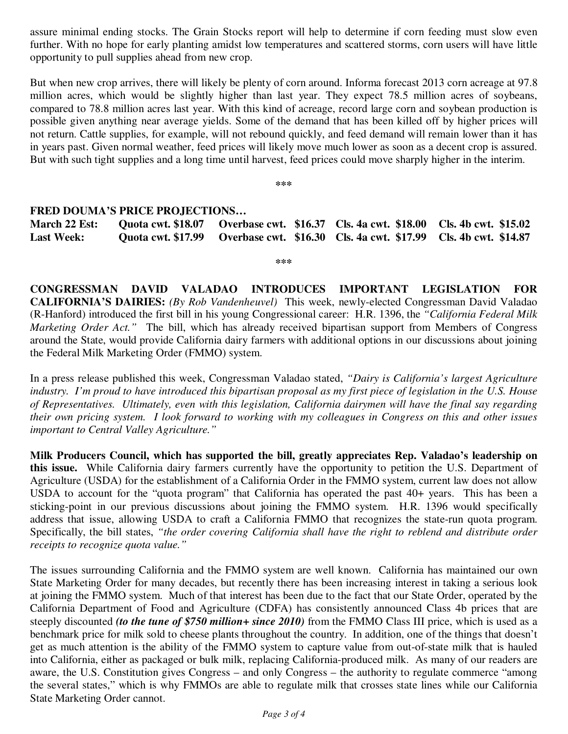assure minimal ending stocks. The Grain Stocks report will help to determine if corn feeding must slow even further. With no hope for early planting amidst low temperatures and scattered storms, corn users will have little opportunity to pull supplies ahead from new crop.

But when new crop arrives, there will likely be plenty of corn around. Informa forecast 2013 corn acreage at 97.8 million acres, which would be slightly higher than last year. They expect 78.5 million acres of soybeans, compared to 78.8 million acres last year. With this kind of acreage, record large corn and soybean production is possible given anything near average yields. Some of the demand that has been killed off by higher prices will not return. Cattle supplies, for example, will not rebound quickly, and feed demand will remain lower than it has in years past. Given normal weather, feed prices will likely move much lower as soon as a decent crop is assured. But with such tight supplies and a long time until harvest, feed prices could move sharply higher in the interim.

***

**FRED DOUMA'S PRICE PROJECTIONS…**

| | | | | |
|---|---|---|---|---|
| **March 22 Est:** | **Quota cwt. $18.07** | **Overbase cwt. $16.37** | **Cls. 4a cwt. $18.00** | **Cls. 4b cwt. $15.02** |
| **Last Week:** | **Quota cwt. $17.99** | **Overbase cwt. $16.30** | **Cls. 4a cwt. $17.99** | **Cls. 4b cwt. $14.87** |

***

**CONGRESSMAN DAVID VALADAO INTRODUCES IMPORTANT LEGISLATION FOR CALIFORNIA'S DAIRIES:** *(By Rob Vandenheuvel)* This week, newly-elected Congressman David Valadao (R-Hanford) introduced the first bill in his young Congressional career: H.R. 1396, the *"California Federal Milk Marketing Order Act."* The bill, which has already received bipartisan support from Members of Congress around the State, would provide California dairy farmers with additional options in our discussions about joining the Federal Milk Marketing Order (FMMO) system.

In a press release published this week, Congressman Valadao stated, *"Dairy is California's largest Agriculture industry. I'm proud to have introduced this bipartisan proposal as my first piece of legislation in the U.S. House of Representatives. Ultimately, even with this legislation, California dairymen will have the final say regarding their own pricing system. I look forward to working with my colleagues in Congress on this and other issues important to Central Valley Agriculture."*

**Milk Producers Council, which has supported the bill, greatly appreciates Rep. Valadao's leadership on this issue.** While California dairy farmers currently have the opportunity to petition the U.S. Department of Agriculture (USDA) for the establishment of a California Order in the FMMO system, current law does not allow USDA to account for the "quota program" that California has operated the past 40+ years. This has been a sticking-point in our previous discussions about joining the FMMO system. H.R. 1396 would specifically address that issue, allowing USDA to craft a California FMMO that recognizes the state-run quota program. Specifically, the bill states, *"the order covering California shall have the right to reblend and distribute order receipts to recognize quota value."*

The issues surrounding California and the FMMO system are well known. California has maintained our own State Marketing Order for many decades, but recently there has been increasing interest in taking a serious look at joining the FMMO system. Much of that interest has been due to the fact that our State Order, operated by the California Department of Food and Agriculture (CDFA) has consistently announced Class 4b prices that are steeply discounted ***(to the tune of $750 million+ since 2010)*** from the FMMO Class III price, which is used as a benchmark price for milk sold to cheese plants throughout the country. In addition, one of the things that doesn't get as much attention is the ability of the FMMO system to capture value from out-of-state milk that is hauled into California, either as packaged or bulk milk, replacing California-produced milk. As many of our readers are aware, the U.S. Constitution gives Congress – and only Congress – the authority to regulate commerce "among the several states," which is why FMMOs are able to regulate milk that crosses state lines while our California State Marketing Order cannot.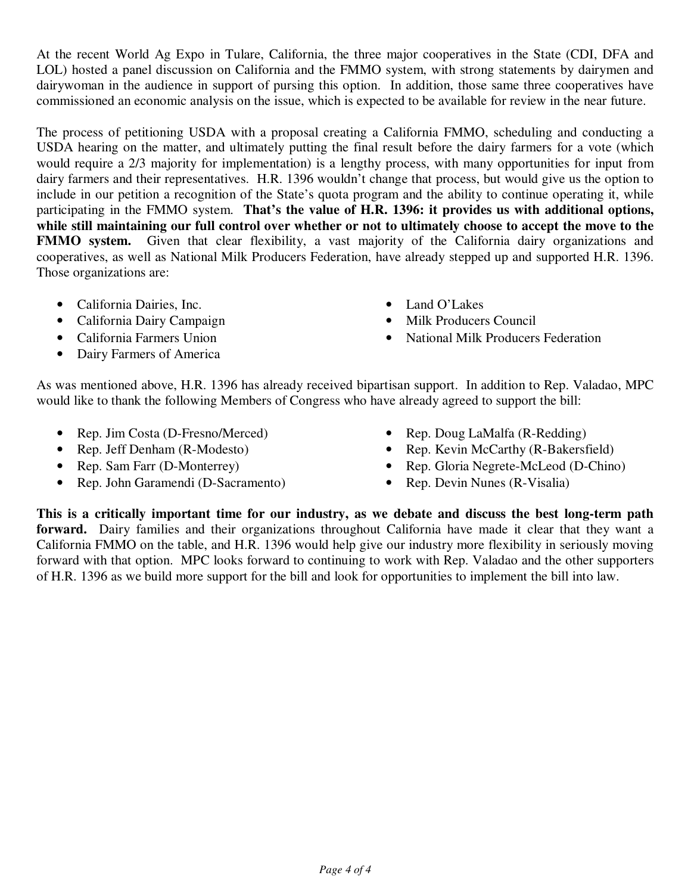At the recent World Ag Expo in Tulare, California, the three major cooperatives in the State (CDI, DFA and LOL) hosted a panel discussion on California and the FMMO system, with strong statements by dairymen and dairywoman in the audience in support of pursing this option. In addition, those same three cooperatives have commissioned an economic analysis on the issue, which is expected to be available for review in the near future.

The process of petitioning USDA with a proposal creating a California FMMO, scheduling and conducting a USDA hearing on the matter, and ultimately putting the final result before the dairy farmers for a vote (which would require a 2/3 majority for implementation) is a lengthy process, with many opportunities for input from dairy farmers and their representatives. H.R. 1396 wouldn't change that process, but would give us the option to include in our petition a recognition of the State's quota program and the ability to continue operating it, while participating in the FMMO system. **That's the value of H.R. 1396: it provides us with additional options, while still maintaining our full control over whether or not to ultimately choose to accept the move to the FMMO system.** Given that clear flexibility, a vast majority of the California dairy organizations and cooperatives, as well as National Milk Producers Federation, have already stepped up and supported H.R. 1396. Those organizations are:

- California Dairies, Inc.
- California Dairy Campaign
- California Farmers Union
- Dairy Farmers of America
- Land O'Lakes
- Milk Producers Council
- National Milk Producers Federation

As was mentioned above, H.R. 1396 has already received bipartisan support. In addition to Rep. Valadao, MPC would like to thank the following Members of Congress who have already agreed to support the bill:

- Rep. Jim Costa (D-Fresno/Merced)
- Rep. Jeff Denham (R-Modesto)
- Rep. Sam Farr (D-Monterrey)
- Rep. John Garamendi (D-Sacramento)
- Rep. Doug LaMalfa (R-Redding)
- Rep. Kevin McCarthy (R-Bakersfield)
- Rep. Gloria Negrete-McLeod (D-Chino)
- Rep. Devin Nunes (R-Visalia)

**This is a critically important time for our industry, as we debate and discuss the best long-term path forward.** Dairy families and their organizations throughout California have made it clear that they want a California FMMO on the table, and H.R. 1396 would help give our industry more flexibility in seriously moving forward with that option. MPC looks forward to continuing to work with Rep. Valadao and the other supporters of H.R. 1396 as we build more support for the bill and look for opportunities to implement the bill into law.